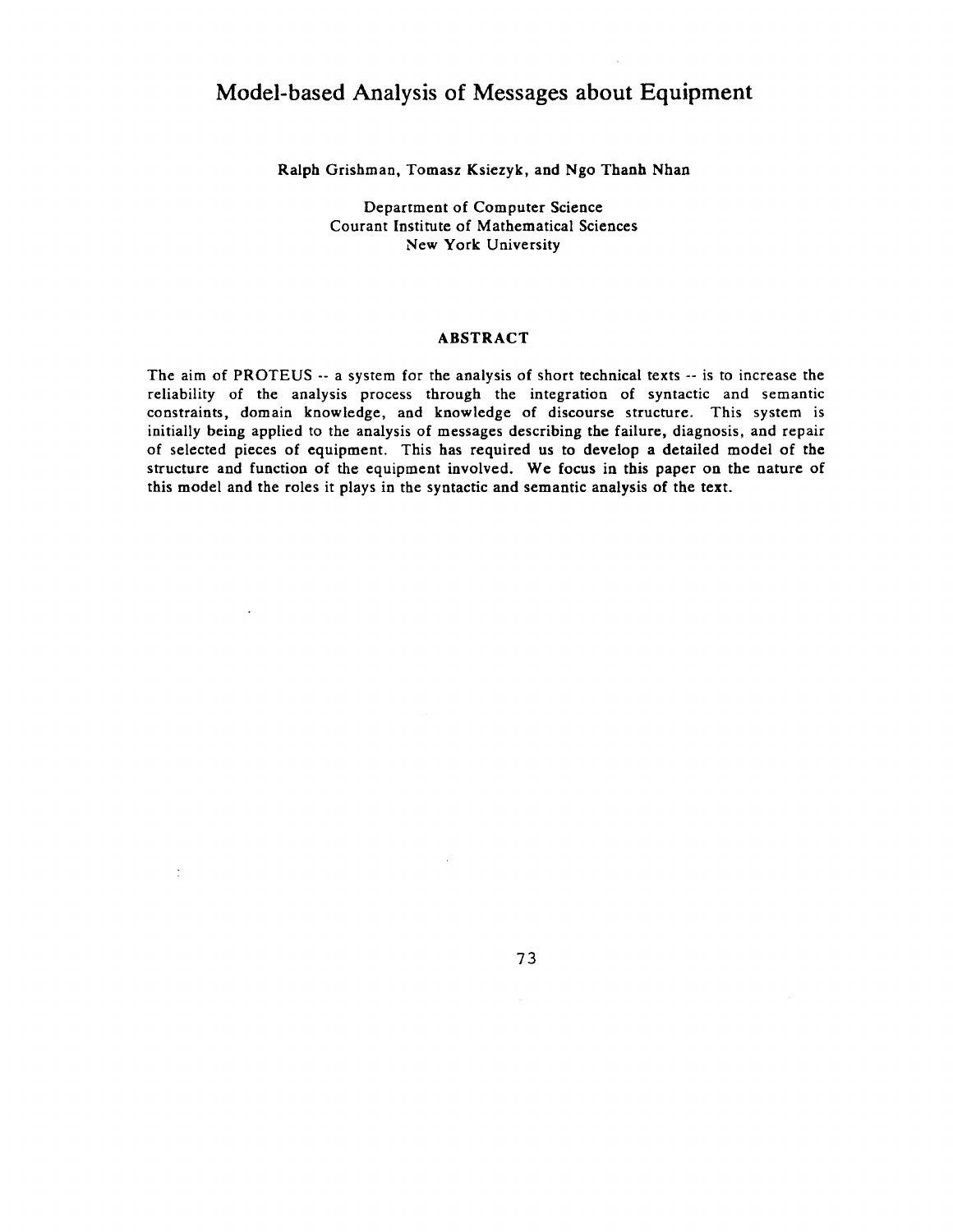# Model-based Analysis of Messages about Equipment

**Ralph Grishman, Tomasz Ksiezyk, and Ngo Thanh Nhan**

Department of Computer Science
Courant Institute of Mathematical Sciences
New York University

## ABSTRACT

The aim of PROTEUS -- a system for the analysis of short technical texts -- is to increase the reliability of the analysis process through the integration of syntactic and semantic constraints, domain knowledge, and knowledge of discourse structure. This system is initially being applied to the analysis of messages describing the failure, diagnosis, and repair of selected pieces of equipment. This has required us to develop a detailed model of the structure and function of the equipment involved. We focus in this paper on the nature of this model and the roles it plays in the syntactic and semantic analysis of the text.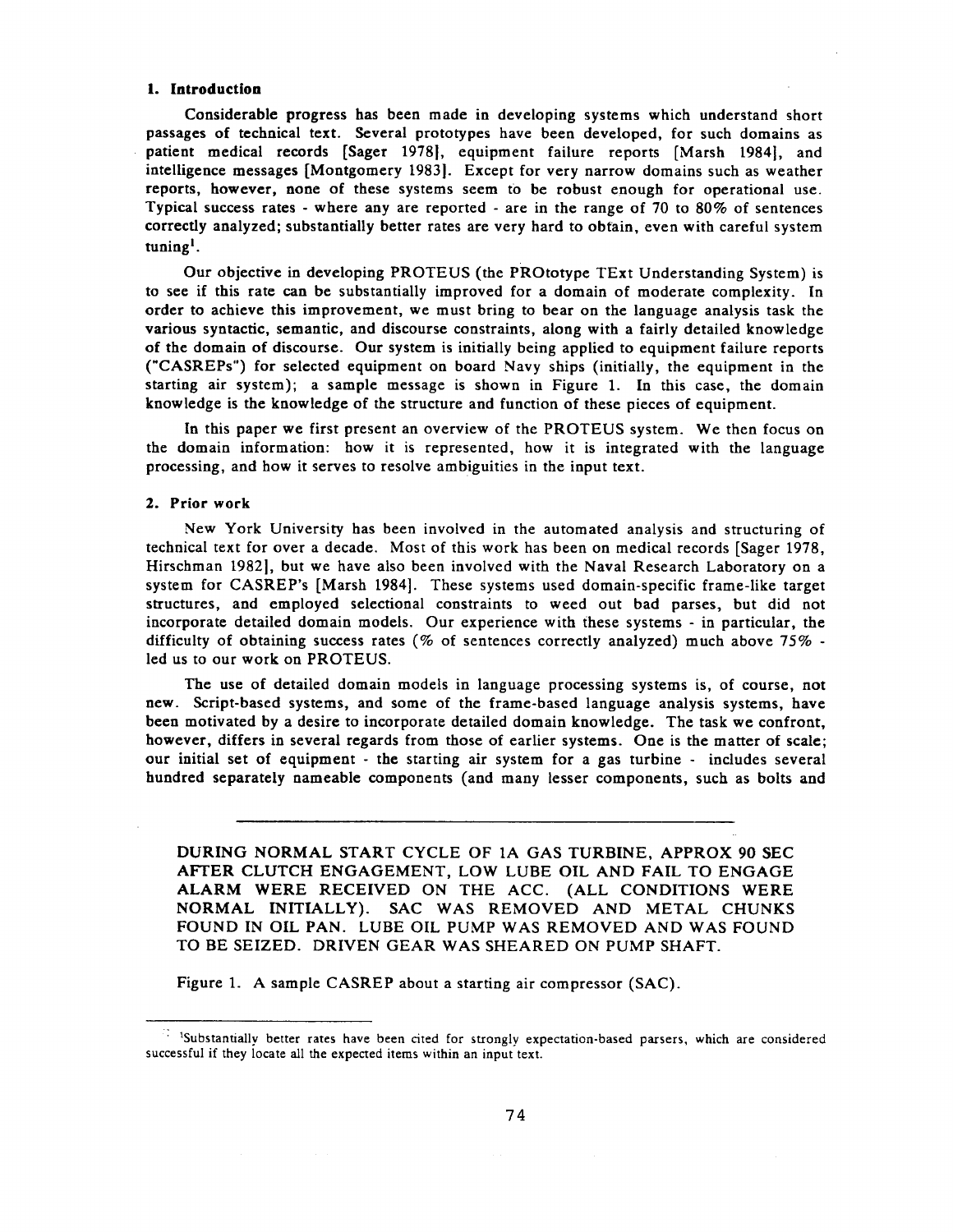## 1. Introduction

Considerable progress has been made in developing systems which understand short passages of technical text. Several prototypes have been developed, for such domains as patient medical records [Sager 1978], equipment failure reports [Marsh 1984], and intelligence messages [Montgomery 1983]. Except for very narrow domains such as weather reports, however, none of these systems seem to be robust enough for operational use. Typical success rates - where any are reported - are in the range of 70 to 80% of sentences correctly analyzed; substantially better rates are very hard to obtain, even with careful system tuning[1].

Our objective in developing PROTEUS (the PROtotype TExt Understanding System) is to see if this rate can be substantially improved for a domain of moderate complexity. In order to achieve this improvement, we must bring to bear on the language analysis task the various syntactic, semantic, and discourse constraints, along with a fairly detailed knowledge of the domain of discourse. Our system is initially being applied to equipment failure reports ("CASREPs") for selected equipment on board Navy ships (initially, the equipment in the starting air system); a sample message is shown in Figure 1. In this case, the domain knowledge is the knowledge of the structure and function of these pieces of equipment.

In this paper we first present an overview of the PROTEUS system. We then focus on the domain information: how it is represented, how it is integrated with the language processing, and how it serves to resolve ambiguities in the input text.

## 2. Prior work

New York University has been involved in the automated analysis and structuring of technical text for over a decade. Most of this work has been on medical records [Sager 1978, Hirschman 1982], but we have also been involved with the Naval Research Laboratory on a system for CASREP's [Marsh 1984]. These systems used domain-specific frame-like target structures, and employed selectional constraints to weed out bad parses, but did not incorporate detailed domain models. Our experience with these systems - in particular, the difficulty of obtaining success rates (% of sentences correctly analyzed) much above 75% - led us to our work on PROTEUS.

The use of detailed domain models in language processing systems is, of course, not new. Script-based systems, and some of the frame-based language analysis systems, have been motivated by a desire to incorporate detailed domain knowledge. The task we confront, however, differs in several regards from those of earlier systems. One is the matter of scale; our initial set of equipment - the starting air system for a gas turbine - includes several hundred separately nameable components (and many lesser components, such as bolts and

---

DURING NORMAL START CYCLE OF 1A GAS TURBINE, APPROX 90 SEC AFTER CLUTCH ENGAGEMENT, LOW LUBE OIL AND FAIL TO ENGAGE ALARM WERE RECEIVED ON THE ACC. (ALL CONDITIONS WERE NORMAL INITIALLY). SAC WAS REMOVED AND METAL CHUNKS FOUND IN OIL PAN. LUBE OIL PUMP WAS REMOVED AND WAS FOUND TO BE SEIZED. DRIVEN GEAR WAS SHEARED ON PUMP SHAFT.

Figure 1. A sample CASREP about a starting air compressor (SAC).

---

[1] Substantially better rates have been cited for strongly expectation-based parsers, which are considered successful if they locate all the expected items within an input text.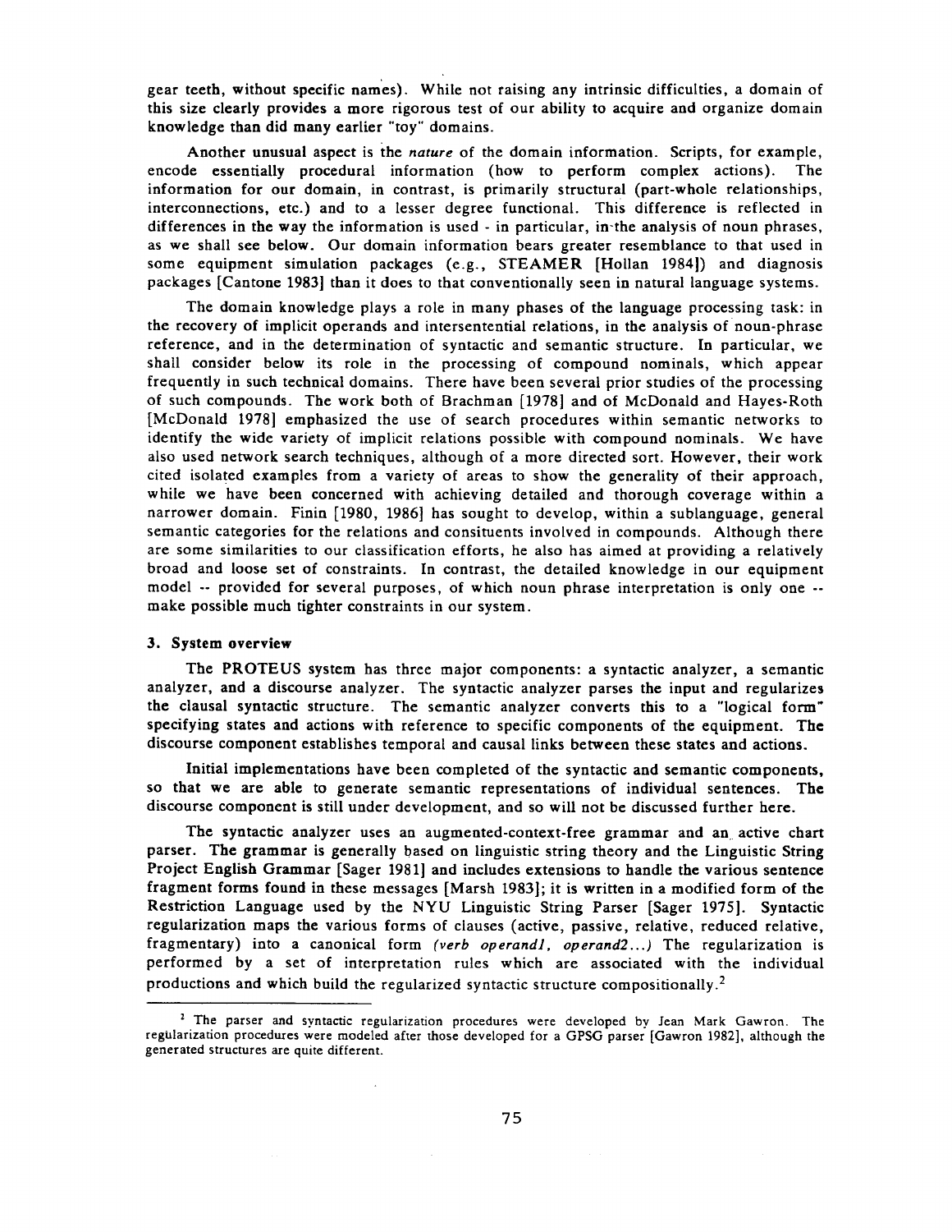gear teeth, without specific names). While not raising any intrinsic difficulties, a domain of this size clearly provides a more rigorous test of our ability to acquire and organize domain knowledge than did many earlier "toy" domains.

Another unusual aspect is the *nature* of the domain information. Scripts, for example, encode essentially procedural information (how to perform complex actions). The information for our domain, in contrast, is primarily structural (part-whole relationships, interconnections, etc.) and to a lesser degree functional. This difference is reflected in differences in the way the information is used - in particular, in the analysis of noun phrases, as we shall see below. Our domain information bears greater resemblance to that used in some equipment simulation packages (e.g., STEAMER [Hollan 1984]) and diagnosis packages [Cantone 1983] than it does to that conventionally seen in natural language systems.

The domain knowledge plays a role in many phases of the language processing task: in the recovery of implicit operands and intersentential relations, in the analysis of noun-phrase reference, and in the determination of syntactic and semantic structure. In particular, we shall consider below its role in the processing of compound nominals, which appear frequently in such technical domains. There have been several prior studies of the processing of such compounds. The work both of Brachman [1978] and of McDonald and Hayes-Roth [McDonald 1978] emphasized the use of search procedures within semantic networks to identify the wide variety of implicit relations possible with compound nominals. We have also used network search techniques, although of a more directed sort. However, their work cited isolated examples from a variety of areas to show the generality of their approach, while we have been concerned with achieving detailed and thorough coverage within a narrower domain. Finin [1980, 1986] has sought to develop, within a sublanguage, general semantic categories for the relations and consituents involved in compounds. Although there are some similarities to our classification efforts, he also has aimed at providing a relatively broad and loose set of constraints. In contrast, the detailed knowledge in our equipment model -- provided for several purposes, of which noun phrase interpretation is only one -- make possible much tighter constraints in our system.

### 3. System overview

The PROTEUS system has three major components: a syntactic analyzer, a semantic analyzer, and a discourse analyzer. The syntactic analyzer parses the input and regularizes the clausal syntactic structure. The semantic analyzer converts this to a "logical form" specifying states and actions with reference to specific components of the equipment. The discourse component establishes temporal and causal links between these states and actions.

Initial implementations have been completed of the syntactic and semantic components, so that we are able to generate semantic representations of individual sentences. The discourse component is still under development, and so will not be discussed further here.

The syntactic analyzer uses an augmented-context-free grammar and an active chart parser. The grammar is generally based on linguistic string theory and the Linguistic String Project English Grammar [Sager 1981] and includes extensions to handle the various sentence fragment forms found in these messages [Marsh 1983]; it is written in a modified form of the Restriction Language used by the NYU Linguistic String Parser [Sager 1975]. Syntactic regularization maps the various forms of clauses (active, passive, relative, reduced relative, fragmentary) into a canonical form *(verb operand1, operand2...)* The regularization is performed by a set of interpretation rules which are associated with the individual productions and which build the regularized syntactic structure compositionally.[2]

---

[2] The parser and syntactic regularization procedures were developed by Jean Mark Gawron. The regularization procedures were modeled after those developed for a GPSG parser [Gawron 1982], although the generated structures are quite different.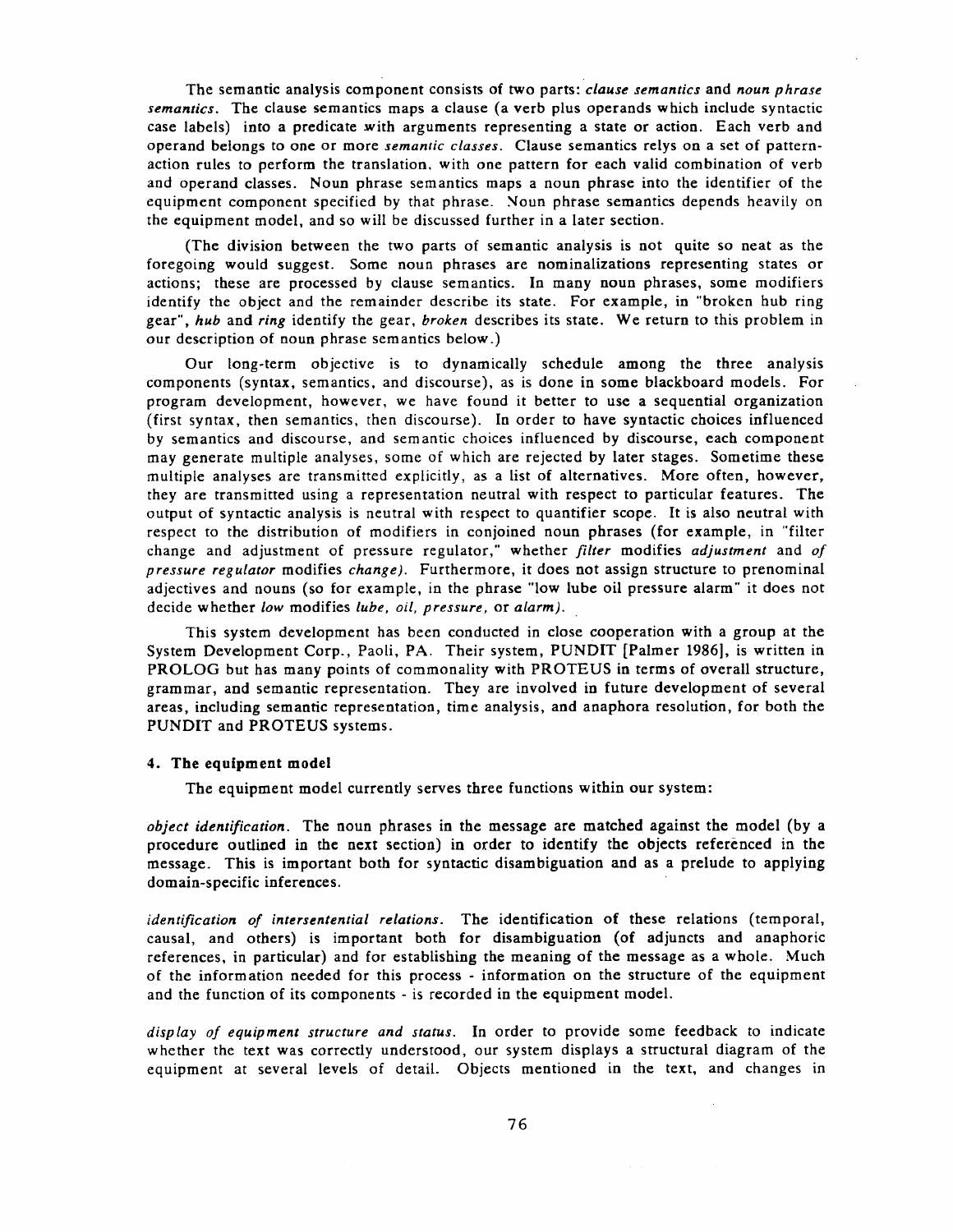The semantic analysis component consists of two parts: *clause semantics* and *noun phrase semantics*. The clause semantics maps a clause (a verb plus operands which include syntactic case labels) into a predicate with arguments representing a state or action. Each verb and operand belongs to one or more *semantic classes*. Clause semantics relys on a set of pattern-action rules to perform the translation, with one pattern for each valid combination of verb and operand classes. Noun phrase semantics maps a noun phrase into the identifier of the equipment component specified by that phrase. Noun phrase semantics depends heavily on the equipment model, and so will be discussed further in a later section.

(The division between the two parts of semantic analysis is not quite so neat as the foregoing would suggest. Some noun phrases are nominalizations representing states or actions; these are processed by clause semantics. In many noun phrases, some modifiers identify the object and the remainder describe its state. For example, in "broken hub ring gear", *hub* and *ring* identify the gear, *broken* describes its state. We return to this problem in our description of noun phrase semantics below.)

Our long-term objective is to dynamically schedule among the three analysis components (syntax, semantics, and discourse), as is done in some blackboard models. For program development, however, we have found it better to use a sequential organization (first syntax, then semantics, then discourse). In order to have syntactic choices influenced by semantics and discourse, and semantic choices influenced by discourse, each component may generate multiple analyses, some of which are rejected by later stages. Sometime these multiple analyses are transmitted explicitly, as a list of alternatives. More often, however, they are transmitted using a representation neutral with respect to particular features. The output of syntactic analysis is neutral with respect to quantifier scope. It is also neutral with respect to the distribution of modifiers in conjoined noun phrases (for example, in "filter change and adjustment of pressure regulator," whether *filter* modifies *adjustment* and *of pressure regulator* modifies *change*). Furthermore, it does not assign structure to prenominal adjectives and nouns (so for example, in the phrase "low lube oil pressure alarm" it does not decide whether *low* modifies *lube, oil, pressure,* or *alarm*).

This system development has been conducted in close cooperation with a group at the System Development Corp., Paoli, PA. Their system, PUNDIT [Palmer 1986], is written in PROLOG but has many points of commonality with PROTEUS in terms of overall structure, grammar, and semantic representation. They are involved in future development of several areas, including semantic representation, time analysis, and anaphora resolution, for both the PUNDIT and PROTEUS systems.

#### 4. The equipment model

The equipment model currently serves three functions within our system:

*object identification*. The noun phrases in the message are matched against the model (by a procedure outlined in the next section) in order to identify the objects referenced in the message. This is important both for syntactic disambiguation and as a prelude to applying domain-specific inferences.

*identification of intersentential relations*. The identification of these relations (temporal, causal, and others) is important both for disambiguation (of adjuncts and anaphoric references, in particular) and for establishing the meaning of the message as a whole. Much of the information needed for this process - information on the structure of the equipment and the function of its components - is recorded in the equipment model.

*display of equipment structure and status*. In order to provide some feedback to indicate whether the text was correctly understood, our system displays a structural diagram of the equipment at several levels of detail. Objects mentioned in the text, and changes in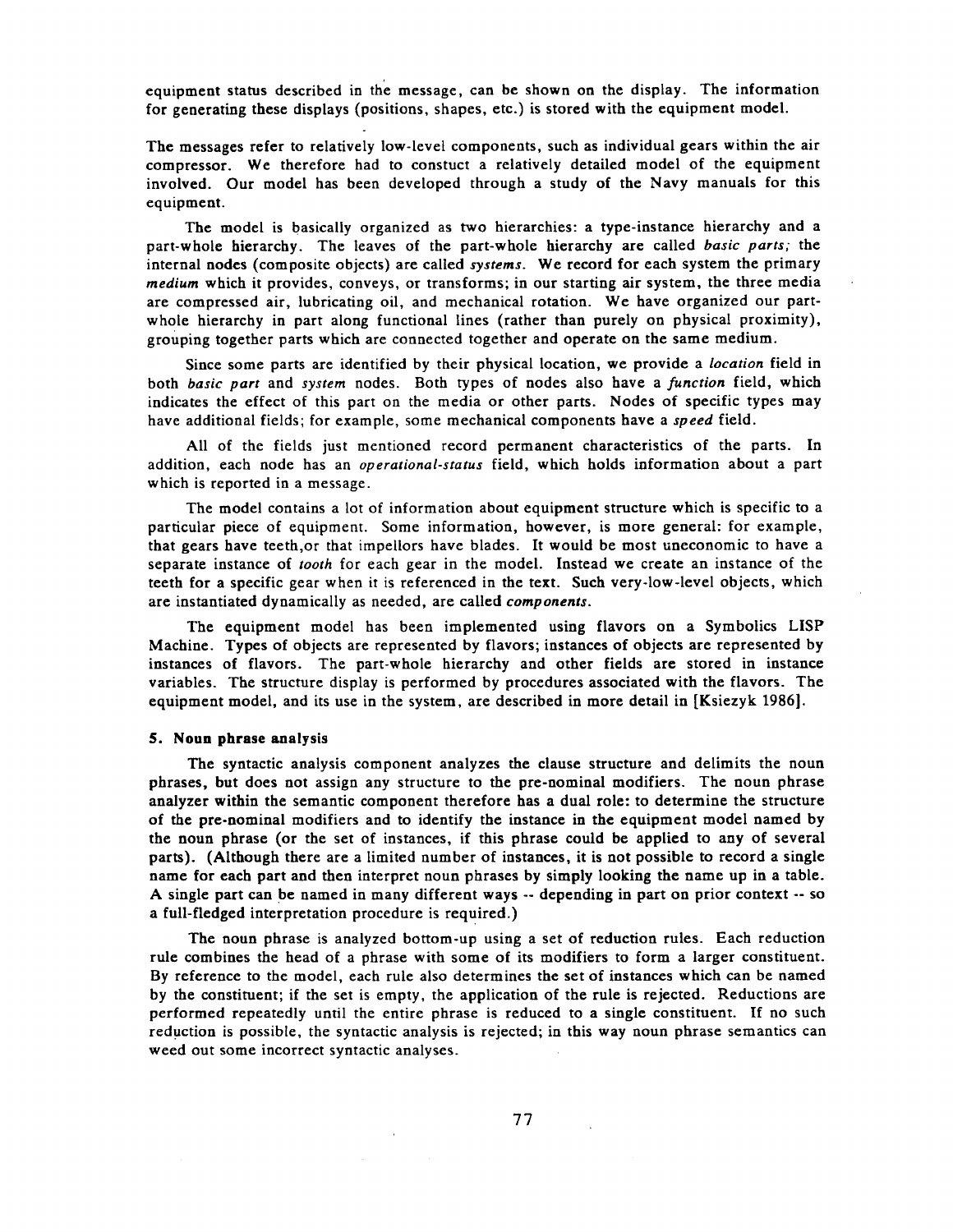equipment status described in the message, can be shown on the display. The information for generating these displays (positions, shapes, etc.) is stored with the equipment model.

The messages refer to relatively low-level components, such as individual gears within the air compressor. We therefore had to constuct a relatively detailed model of the equipment involved. Our model has been developed through a study of the Navy manuals for this equipment.

The model is basically organized as two hierarchies: a type-instance hierarchy and a part-whole hierarchy. The leaves of the part-whole hierarchy are called *basic parts*; the internal nodes (composite objects) are called *systems*. We record for each system the primary *medium* which it provides, conveys, or transforms; in our starting air system, the three media are compressed air, lubricating oil, and mechanical rotation. We have organized our part-whole hierarchy in part along functional lines (rather than purely on physical proximity), grouping together parts which are connected together and operate on the same medium.

Since some parts are identified by their physical location, we provide a *location* field in both *basic part* and *system* nodes. Both types of nodes also have a *function* field, which indicates the effect of this part on the media or other parts. Nodes of specific types may have additional fields; for example, some mechanical components have a *speed* field.

All of the fields just mentioned record permanent characteristics of the parts. In addition, each node has an *operational-status* field, which holds information about a part which is reported in a message.

The model contains a lot of information about equipment structure which is specific to a particular piece of equipment. Some information, however, is more general: for example, that gears have teeth,or that impellors have blades. It would be most uneconomic to have a separate instance of *tooth* for each gear in the model. Instead we create an instance of the teeth for a specific gear when it is referenced in the text. Such very-low-level objects, which are instantiated dynamically as needed, are called *components*.

The equipment model has been implemented using flavors on a Symbolics LISP Machine. Types of objects are represented by flavors; instances of objects are represented by instances of flavors. The part-whole hierarchy and other fields are stored in instance variables. The structure display is performed by procedures associated with the flavors. The equipment model, and its use in the system, are described in more detail in [Ksiezyk 1986].

## 5. Noun phrase analysis

The syntactic analysis component analyzes the clause structure and delimits the noun phrases, but does not assign any structure to the pre-nominal modifiers. The noun phrase analyzer within the semantic component therefore has a dual role: to determine the structure of the pre-nominal modifiers and to identify the instance in the equipment model named by the noun phrase (or the set of instances, if this phrase could be applied to any of several parts). (Although there are a limited number of instances, it is not possible to record a single name for each part and then interpret noun phrases by simply looking the name up in a table. A single part can be named in many different ways -- depending in part on prior context -- so a full-fledged interpretation procedure is required.)

The noun phrase is analyzed bottom-up using a set of reduction rules. Each reduction rule combines the head of a phrase with some of its modifiers to form a larger constituent. By reference to the model, each rule also determines the set of instances which can be named by the constituent; if the set is empty, the application of the rule is rejected. Reductions are performed repeatedly until the entire phrase is reduced to a single constituent. If no such reduction is possible, the syntactic analysis is rejected; in this way noun phrase semantics can weed out some incorrect syntactic analyses.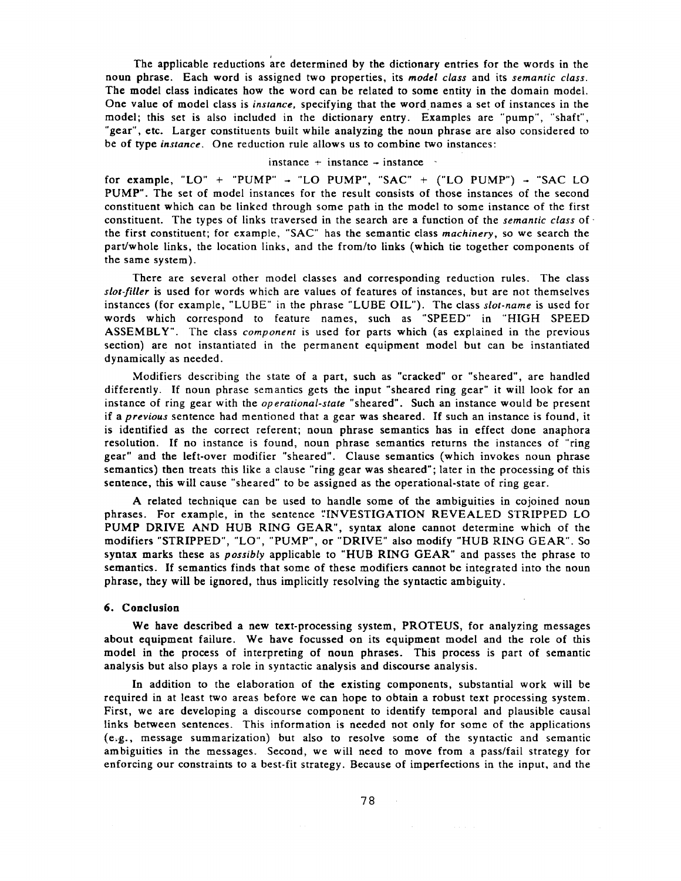The applicable reductions are determined by the dictionary entries for the words in the noun phrase. Each word is assigned two properties, its *model class* and its *semantic class*. The model class indicates how the word can be related to some entity in the domain model. One value of model class is *instance*, specifying that the word names a set of instances in the model; this set is also included in the dictionary entry. Examples are "pump", "shaft", "gear", etc. Larger constituents built while analyzing the noun phrase are also considered to be of type *instance*. One reduction rule allows us to combine two instances:

$$\text{instance} + \text{instance} \rightarrow \text{instance}$$

for example, "LO" + "PUMP" → "LO PUMP", "SAC" + ("LO PUMP") → "SAC LO PUMP". The set of model instances for the result consists of those instances of the second constituent which can be linked through some path in the model to some instance of the first constituent. The types of links traversed in the search are a function of the *semantic class* of the first constituent; for example, "SAC" has the semantic class *machinery*, so we search the part/whole links, the location links, and the from/to links (which tie together components of the same system).

There are several other model classes and corresponding reduction rules. The class *slot-filler* is used for words which are values of features of instances, but are not themselves instances (for example, "LUBE" in the phrase "LUBE OIL"). The class *slot-name* is used for words which correspond to feature names, such as "SPEED" in "HIGH SPEED ASSEMBLY". The class *component* is used for parts which (as explained in the previous section) are not instantiated in the permanent equipment model but can be instantiated dynamically as needed.

Modifiers describing the state of a part, such as "cracked" or "sheared", are handled differently. If noun phrase semantics gets the input "sheared ring gear" it will look for an instance of ring gear with the *operational-state* "sheared". Such an instance would be present if a *previous* sentence had mentioned that a gear was sheared. If such an instance is found, it is identified as the correct referent; noun phrase semantics has in effect done anaphora resolution. If no instance is found, noun phrase semantics returns the instances of "ring gear" and the left-over modifier "sheared". Clause semantics (which invokes noun phrase semantics) then treats this like a clause "ring gear was sheared"; later in the processing of this sentence, this will cause "sheared" to be assigned as the operational-state of ring gear.

A related technique can be used to handle some of the ambiguities in cojoined noun phrases. For example, in the sentence "INVESTIGATION REVEALED STRIPPED LO PUMP DRIVE AND HUB RING GEAR", syntax alone cannot determine which of the modifiers "STRIPPED", "LO", "PUMP", or "DRIVE" also modify "HUB RING GEAR". So syntax marks these as *possibly* applicable to "HUB RING GEAR" and passes the phrase to semantics. If semantics finds that some of these modifiers cannot be integrated into the noun phrase, they will be ignored, thus implicitly resolving the syntactic ambiguity.

## 6. Conclusion

We have described a new text-processing system, PROTEUS, for analyzing messages about equipment failure. We have focussed on its equipment model and the role of this model in the process of interpreting of noun phrases. This process is part of semantic analysis but also plays a role in syntactic analysis and discourse analysis.

In addition to the elaboration of the existing components, substantial work will be required in at least two areas before we can hope to obtain a robust text processing system. First, we are developing a discourse component to identify temporal and plausible causal links between sentences. This information is needed not only for some of the applications (e.g., message summarization) but also to resolve some of the syntactic and semantic ambiguities in the messages. Second, we will need to move from a pass/fail strategy for enforcing our constraints to a best-fit strategy. Because of imperfections in the input, and the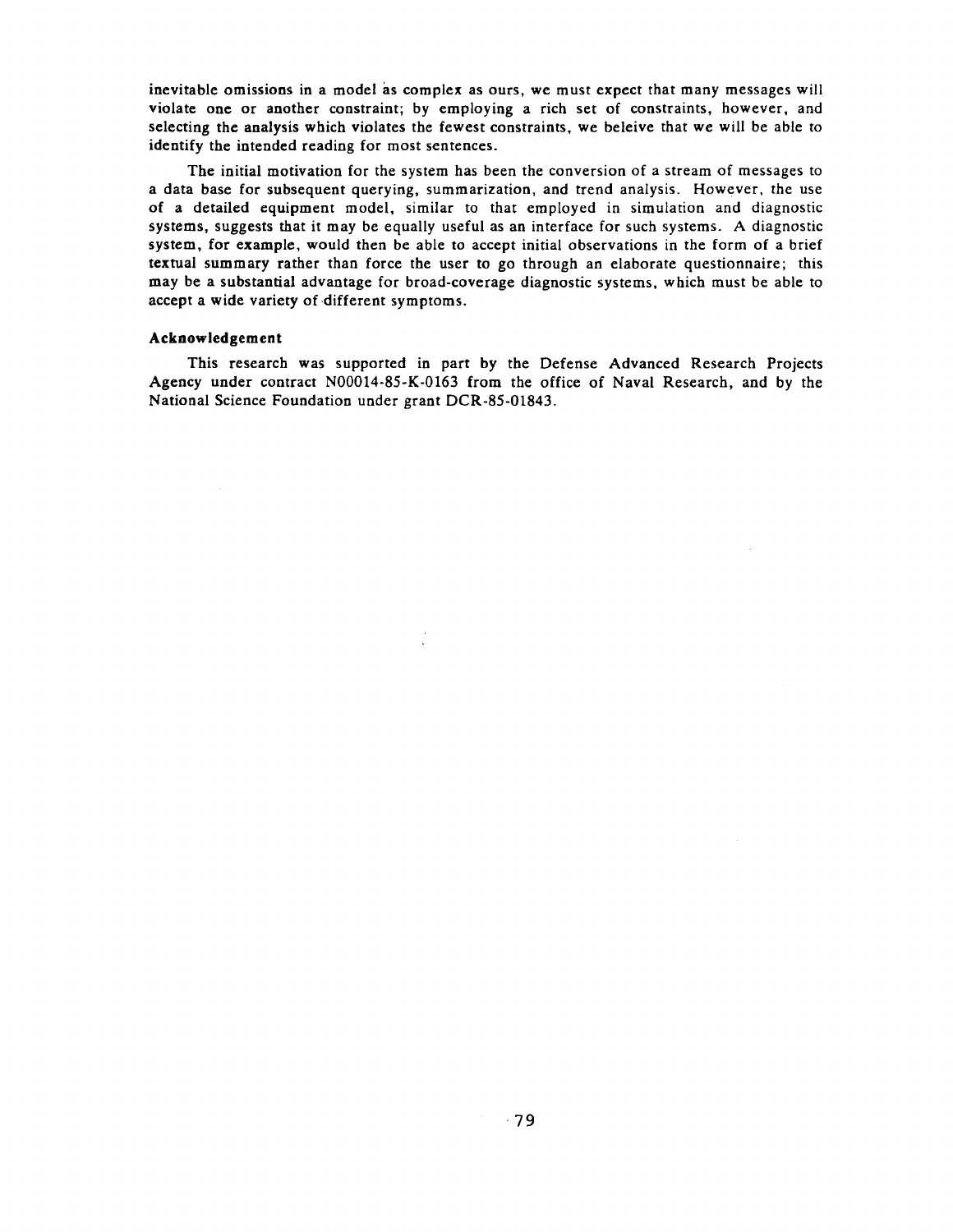inevitable omissions in a model as complex as ours, we must expect that many messages will violate one or another constraint; by employing a rich set of constraints, however, and selecting the analysis which violates the fewest constraints, we beleive that we will be able to identify the intended reading for most sentences.

The initial motivation for the system has been the conversion of a stream of messages to a data base for subsequent querying, summarization, and trend analysis. However, the use of a detailed equipment model, similar to that employed in simulation and diagnostic systems, suggests that it may be equally useful as an interface for such systems. A diagnostic system, for example, would then be able to accept initial observations in the form of a brief textual summary rather than force the user to go through an elaborate questionnaire; this may be a substantial advantage for broad-coverage diagnostic systems, which must be able to accept a wide variety of different symptoms.

### Acknowledgement

This research was supported in part by the Defense Advanced Research Projects Agency under contract N00014-85-K-0163 from the office of Naval Research, and by the National Science Foundation under grant DCR-85-01843.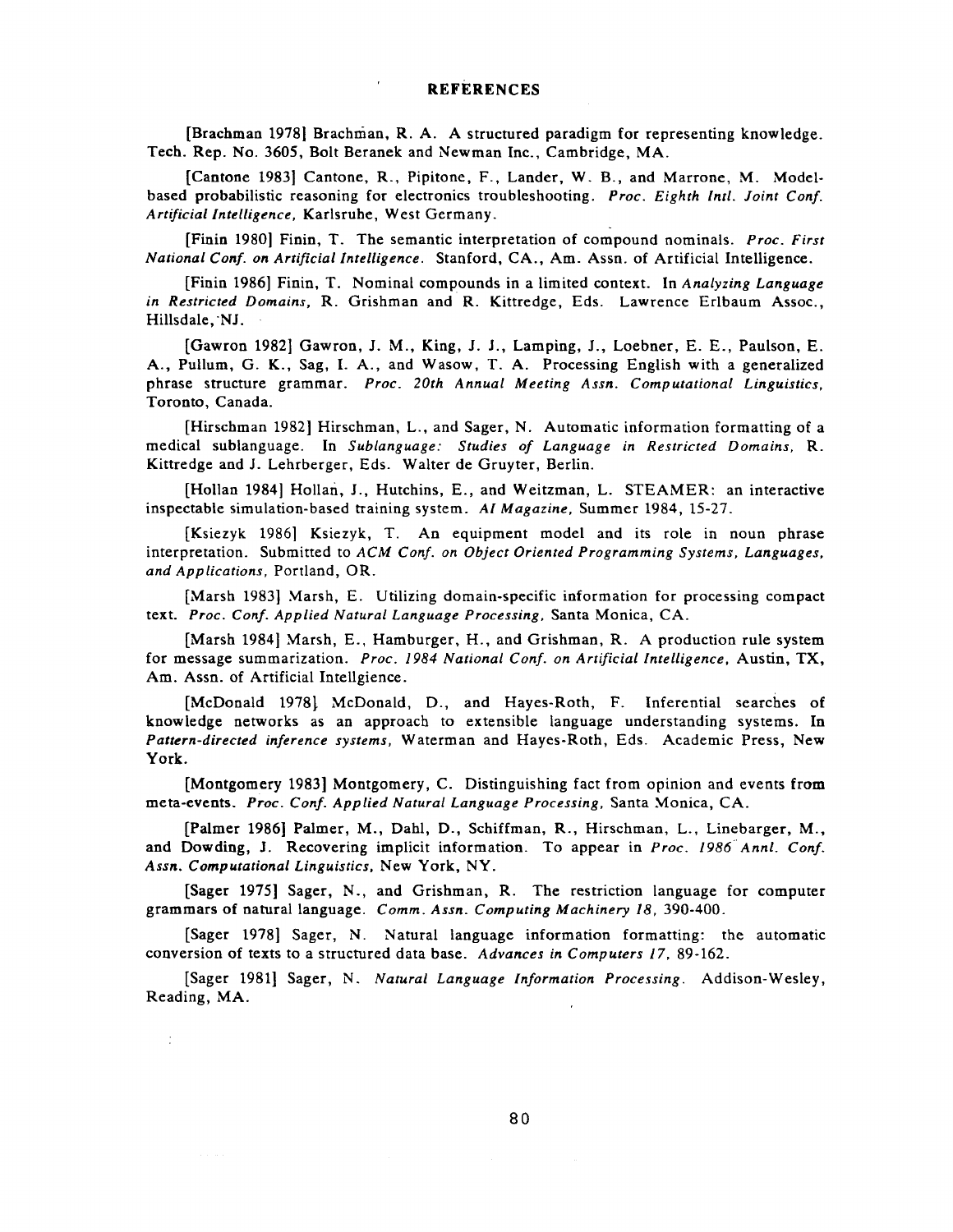## REFERENCES

[Brachman 1978] Brachman, R. A. A structured paradigm for representing knowledge. Tech. Rep. No. 3605, Bolt Beranek and Newman Inc., Cambridge, MA.

[Cantone 1983] Cantone, R., Pipitone, F., Lander, W. B., and Marrone, M. Model-based probabilistic reasoning for electronics troubleshooting. *Proc. Eighth Intl. Joint Conf. Artificial Intelligence*, Karlsruhe, West Germany.

[Finin 1980] Finin, T. The semantic interpretation of compound nominals. *Proc. First National Conf. on Artificial Intelligence*. Stanford, CA., Am. Assn. of Artificial Intelligence.

[Finin 1986] Finin, T. Nominal compounds in a limited context. In *Analyzing Language in Restricted Domains*, R. Grishman and R. Kittredge, Eds. Lawrence Erlbaum Assoc., Hillsdale, NJ.

[Gawron 1982] Gawron, J. M., King, J. J., Lamping, J., Loebner, E. E., Paulson, E. A., Pullum, G. K., Sag, I. A., and Wasow, T. A. Processing English with a generalized phrase structure grammar. *Proc. 20th Annual Meeting Assn. Computational Linguistics*, Toronto, Canada.

[Hirschman 1982] Hirschman, L., and Sager, N. Automatic information formatting of a medical sublanguage. In *Sublanguage: Studies of Language in Restricted Domains*, R. Kittredge and J. Lehrberger, Eds. Walter de Gruyter, Berlin.

[Hollan 1984] Hollan, J., Hutchins, E., and Weitzman, L. STEAMER: an interactive inspectable simulation-based training system. *AI Magazine*, Summer 1984, 15-27.

[Ksiezyk 1986] Ksiezyk, T. An equipment model and its role in noun phrase interpretation. Submitted to *ACM Conf. on Object Oriented Programming Systems, Languages, and Applications*, Portland, OR.

[Marsh 1983] Marsh, E. Utilizing domain-specific information for processing compact text. *Proc. Conf. Applied Natural Language Processing*, Santa Monica, CA.

[Marsh 1984] Marsh, E., Hamburger, H., and Grishman, R. A production rule system for message summarization. *Proc. 1984 National Conf. on Artificial Intelligence*, Austin, TX, Am. Assn. of Artificial Intellgience.

[McDonald 1978] McDonald, D., and Hayes-Roth, F. Inferential searches of knowledge networks as an approach to extensible language understanding systems. In *Pattern-directed inference systems*, Waterman and Hayes-Roth, Eds. Academic Press, New York.

[Montgomery 1983] Montgomery, C. Distinguishing fact from opinion and events from meta-events. *Proc. Conf. Applied Natural Language Processing*, Santa Monica, CA.

[Palmer 1986] Palmer, M., Dahl, D., Schiffman, R., Hirschman, L., Linebarger, M., and Dowding, J. Recovering implicit information. To appear in *Proc. 1986 Annl. Conf. Assn. Computational Linguistics*, New York, NY.

[Sager 1975] Sager, N., and Grishman, R. The restriction language for computer grammars of natural language. *Comm. Assn. Computing Machinery 18*, 390-400.

[Sager 1978] Sager, N. Natural language information formatting: the automatic conversion of texts to a structured data base. *Advances in Computers 17*, 89-162.

[Sager 1981] Sager, N. *Natural Language Information Processing*. Addison-Wesley, Reading, MA.